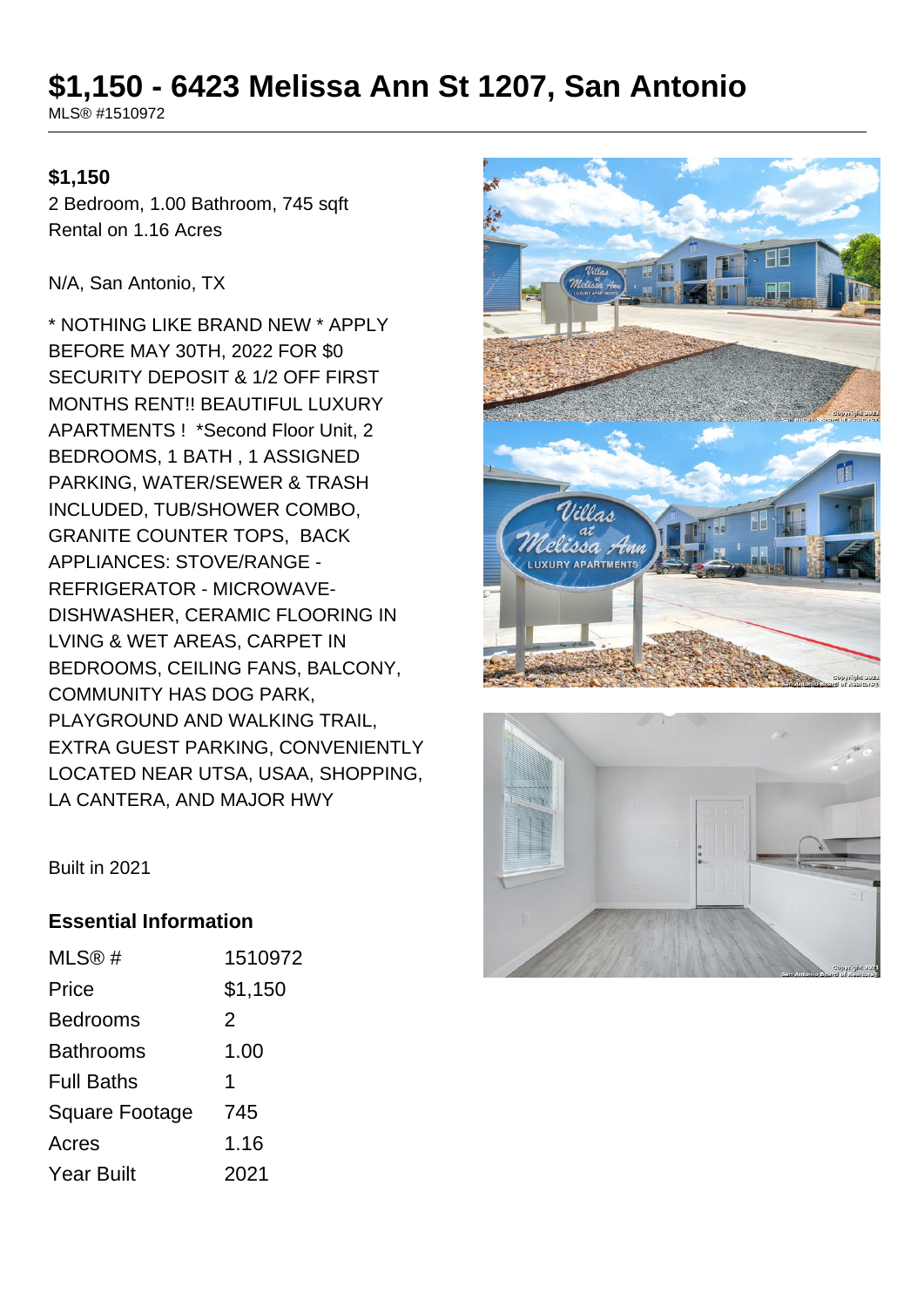# $1,150 - 6423 Melissa Ann St 1207, San Antonio

MLS® #1510972

**$1,150**

2 Bedroom, 1.00 Bathroom, 745 sqft

Rental on 1.16 Acres

N/A, San Antonio, TX

* NOTHING LIKE BRAND NEW * APPLY BEFORE MAY 30TH, 2022 FOR $0 SECURITY DEPOSIT & 1/2 OFF FIRST MONTHS RENT!! BEAUTIFUL LUXURY APARTMENTS ! *Second Floor Unit, 2 BEDROOMS, 1 BATH , 1 ASSIGNED PARKING, WATER/SEWER & TRASH INCLUDED, TUB/SHOWER COMBO, GRANITE COUNTER TOPS, BACK APPLIANCES: STOVE/RANGE - REFRIGERATOR - MICROWAVE- DISHWASHER, CERAMIC FLOORING IN LVING & WET AREAS, CARPET IN BEDROOMS, CEILING FANS, BALCONY, COMMUNITY HAS DOG PARK, PLAYGROUND AND WALKING TRAIL, EXTRA GUEST PARKING, CONVENIENTLY LOCATED NEAR UTSA, USAA, SHOPPING, LA CANTERA, AND MAJOR HWY

Built in 2021

## Essential Information

| | |
|---|---|
| MLS® # | 1510972 |
| Price | $1,150 |
| Bedrooms | 2 |
| Bathrooms | 1.00 |
| Full Baths | 1 |
| Square Footage | 745 |
| Acres | 1.16 |
| Year Built | 2021 |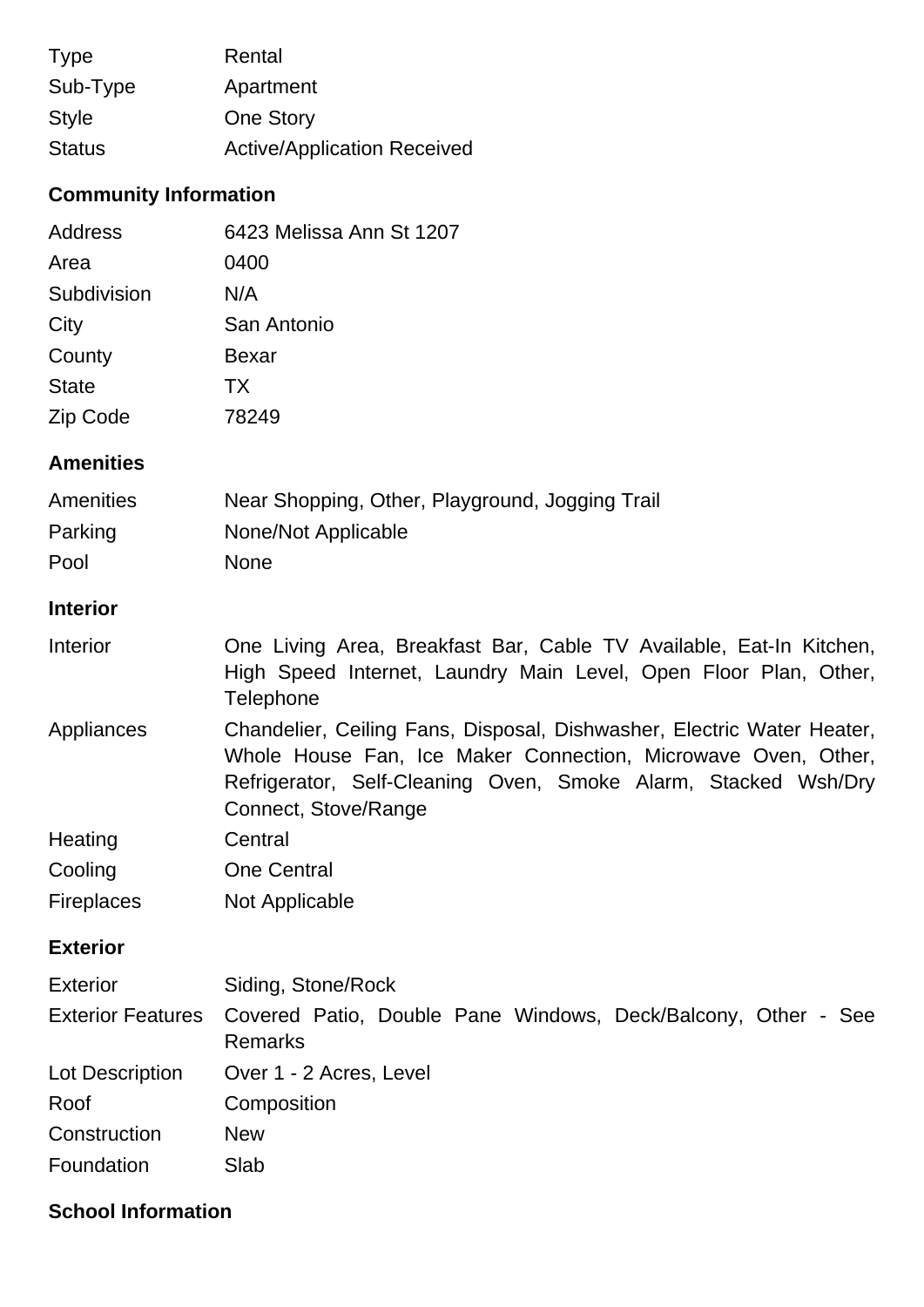| | |
|---|---|
| Type | Rental |
| Sub-Type | Apartment |
| Style | One Story |
| Status | Active/Application Received |

## Community Information

| | |
|---|---|
| Address | 6423 Melissa Ann St 1207 |
| Area | 0400 |
| Subdivision | N/A |
| City | San Antonio |
| County | Bexar |
| State | TX |
| Zip Code | 78249 |

## Amenities

| | |
|---|---|
| Amenities | Near Shopping, Other, Playground, Jogging Trail |
| Parking | None/Not Applicable |
| Pool | None |

## Interior

| | |
|---|---|
| Interior | One Living Area, Breakfast Bar, Cable TV Available, Eat-In Kitchen, High Speed Internet, Laundry Main Level, Open Floor Plan, Other, Telephone |
| Appliances | Chandelier, Ceiling Fans, Disposal, Dishwasher, Electric Water Heater, Whole House Fan, Ice Maker Connection, Microwave Oven, Other, Refrigerator, Self-Cleaning Oven, Smoke Alarm, Stacked Wsh/Dry Connect, Stove/Range |
| Heating | Central |
| Cooling | One Central |
| Fireplaces | Not Applicable |

## Exterior

| | |
|---|---|
| Exterior | Siding, Stone/Rock |
| Exterior Features | Covered Patio, Double Pane Windows, Deck/Balcony, Other - See Remarks |
| Lot Description | Over 1 - 2 Acres, Level |
| Roof | Composition |
| Construction | New |
| Foundation | Slab |

## School Information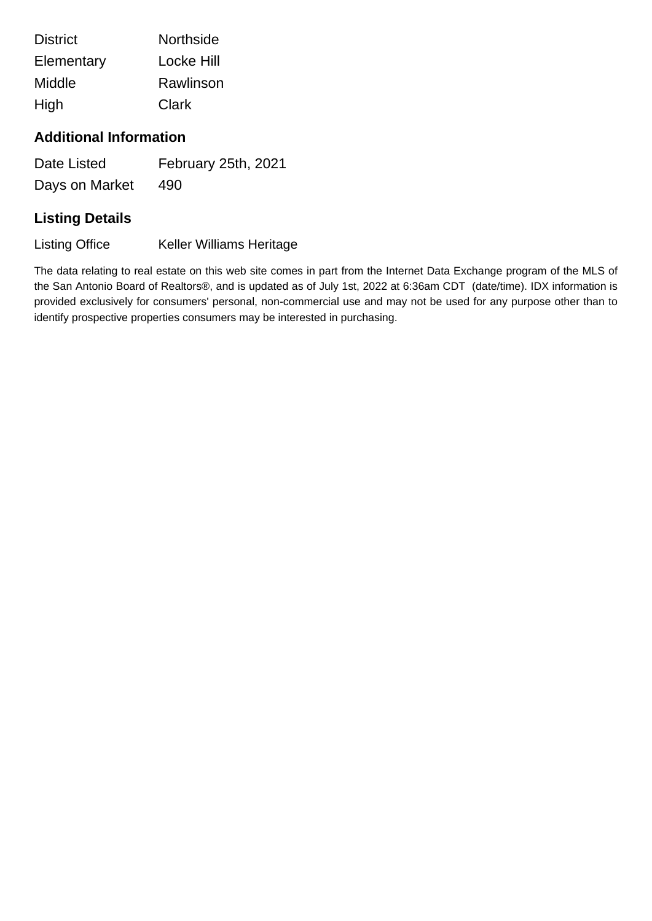| | |
|---|---|
| District | Northside |
| Elementary | Locke Hill |
| Middle | Rawlinson |
| High | Clark |

## Additional Information

| | |
|---|---|
| Date Listed | February 25th, 2021 |
| Days on Market | 490 |

## Listing Details

| | |
|---|---|
| Listing Office | Keller Williams Heritage |

The data relating to real estate on this web site comes in part from the Internet Data Exchange program of the MLS of the San Antonio Board of Realtors®, and is updated as of July 1st, 2022 at 6:36am CDT (date/time). IDX information is provided exclusively for consumers' personal, non-commercial use and may not be used for any purpose other than to identify prospective properties consumers may be interested in purchasing.